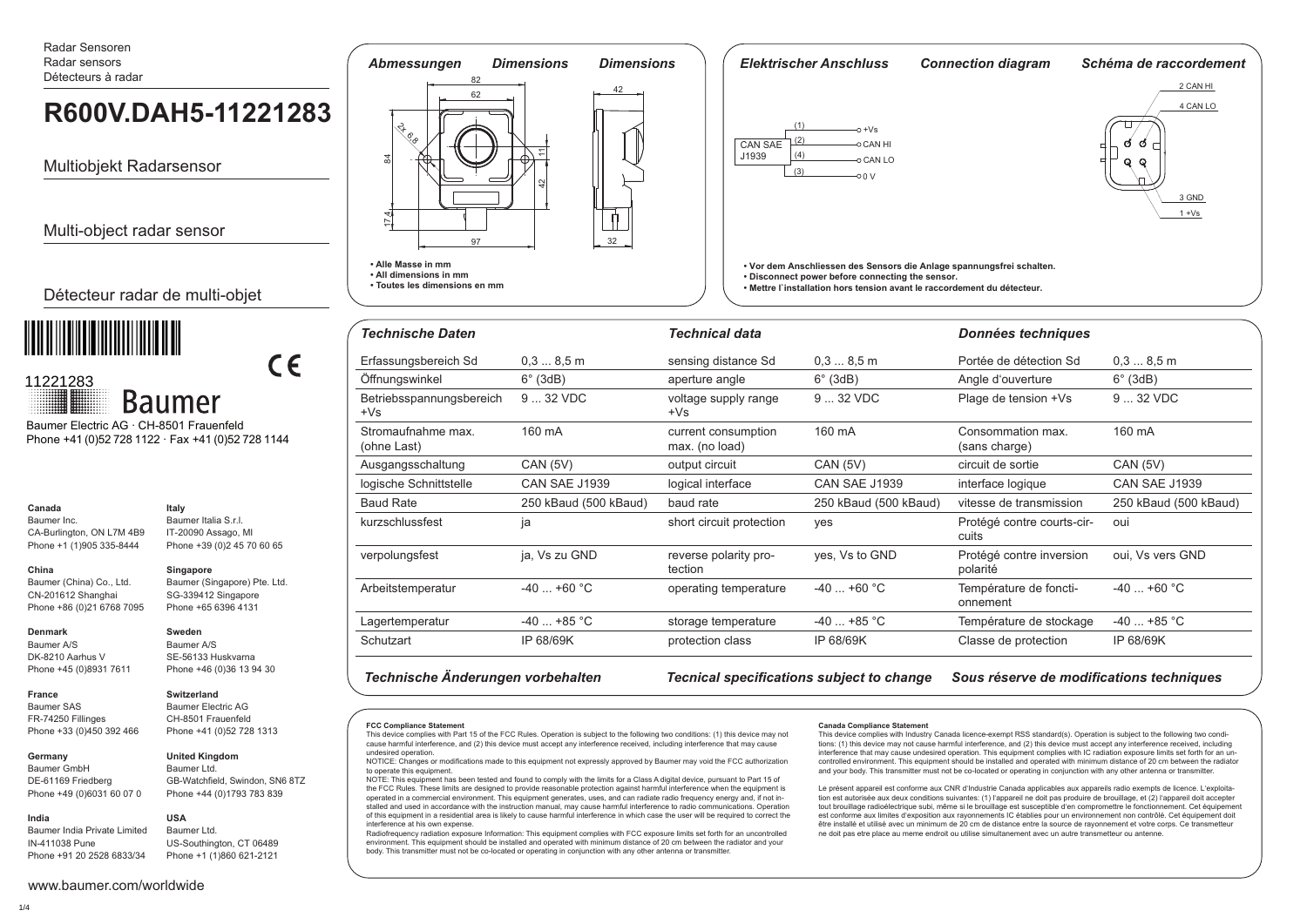Radar Sensoren
Radar sensors
Détecteurs à radar

# R600V.DAH5-11221283

## Multiobjekt Radarsensor

## Multi-object radar sensor

## Détecteur radar de multi-objet

11221283

Baumer

Baumer Electric AG · CH-8501 Frauenfeld
Phone +41 (0)52 728 1122 · Fax +41 (0)52 728 1144

**Canada**
Baumer Inc.
CA-Burlington, ON L7M 4B9
Phone +1 (1)905 335-8444

**Italy**
Baumer Italia S.r.l.
IT-20090 Assago, MI
Phone +39 (0)2 45 70 60 65

**China**
Baumer (China) Co., Ltd.
CN-201612 Shanghai
Phone +86 (0)21 6768 7095

**Singapore**
Baumer (Singapore) Pte. Ltd.
SG-339412 Singapore
Phone +65 6396 4131

**Denmark**
Baumer A/S
DK-8210 Aarhus V
Phone +45 (0)8931 7611

**Sweden**
Baumer A/S
SE-56133 Huskvarna
Phone +46 (0)36 13 94 30

**France**
Baumer SAS
FR-74250 Fillinges
Phone +33 (0)450 392 466

**Switzerland**
Baumer Electric AG
CH-8501 Frauenfeld
Phone +41 (0)52 728 1313

**Germany**
Baumer GmbH
DE-61169 Friedberg
Phone +49 (0)6031 60 07 0

**United Kingdom**
Baumer Ltd.
GB-Watchfield, Swindon, SN6 8TZ
Phone +44 (0)1793 783 839

**India**
Baumer India Private Limited
IN-411038 Pune
Phone +91 20 2528 6833/34

**USA**
Baumer Ltd.
US-Southington, CT 06489
Phone +1 (1)860 621-2121

www.baumer.com/worldwide

### *Abmessungen* *Dimensions* *Dimensions*

82
62
42
2x 6,8
84
11
42
17,4
97
32

- **Alle Masse in mm**
- **All dimensions in mm**
- **Toutes les dimensions en mm**

### *Elektrischer Anschluss* *Connection diagram* *Schéma de raccordement*

CAN SAE J1939
(1) +Vs
(2) CAN HI
(4) CAN LO
(3) 0 V

2 CAN HI
4 CAN LO
3 GND
1 +Vs

- **Vor dem Anschliessen des Sensors die Anlage spannungsfrei schalten.**
- **Disconnect power before connecting the sensor.**
- **Mettre l`installation hors tension avant le raccordement du détecteur.**

| *Technische Daten* | | *Technical data* | | *Données techniques* | |
|---|---|---|---|---|---|
| Erfassungsbereich Sd | 0,3 ... 8,5 m | sensing distance Sd | 0,3 ... 8,5 m | Portée de détection Sd | 0,3 ... 8,5 m |
| Öffnungswinkel | 6° (3dB) | aperture angle | 6° (3dB) | Angle d'ouverture | 6° (3dB) |
| Betriebsspannungsbereich +Vs | 9 ... 32 VDC | voltage supply range +Vs | 9 ... 32 VDC | Plage de tension +Vs | 9 ... 32 VDC |
| Stromaufnahme max. (ohne Last) | 160 mA | current consumption max. (no load) | 160 mA | Consommation max. (sans charge) | 160 mA |
| Ausgangsschaltung | CAN (5V) | output circuit | CAN (5V) | circuit de sortie | CAN (5V) |
| logische Schnittstelle | CAN SAE J1939 | logical interface | CAN SAE J1939 | interface logique | CAN SAE J1939 |
| Baud Rate | 250 kBaud (500 kBaud) | baud rate | 250 kBaud (500 kBaud) | vitesse de transmission | 250 kBaud (500 kBaud) |
| kurzschlussfest | ja | short circuit protection | yes | Protégé contre courts-circuits | oui |
| verpolungsfest | ja, Vs zu GND | reverse polarity protection | yes, Vs to GND | Protégé contre inversion polarité | oui, Vs vers GND |
| Arbeitstemperatur | -40 ... +60 °C | operating temperature | -40 ... +60 °C | Température de fonctionnement | -40 ... +60 °C |
| Lagertemperatur | -40 ... +85 °C | storage temperature | -40 ... +85 °C | Température de stockage | -40 ... +85 °C |
| Schutzart | IP 68/69K | protection class | IP 68/69K | Classe de protection | IP 68/69K |

*Technische Änderungen vorbehalten* *Tecnical specifications subject to change* *Sous réserve de modifications techniques*

**FCC Compliance Statement**
This device complies with Part 15 of the FCC Rules. Operation is subject to the following two conditions: (1) this device may not cause harmful interference, and (2) this device must accept any interference received, including interference that may cause undesired operation.
NOTICE: Changes or modifications made to this equipment not expressly approved by Baumer may void the FCC authorization to operate this equipment.
NOTE: This equipment has been tested and found to comply with the limits for a Class A digital device, pursuant to Part 15 of the FCC Rules. These limits are designed to provide reasonable protection against harmful interference when the equipment is operated in a commercial environment. This equipment generates, uses, and can radiate radio frequency energy and, if not installed and used in accordance with the instruction manual, may cause harmful interference to radio communications. Operation of this equipment in a residential area is likely to cause harmful interference in which case the user will be required to correct the interference at his own expense.
Radiofrequency radiation exposure Information: This equipment complies with FCC exposure limits set forth for an uncontrolled environment. This equipment should be installed and operated with minimum distance of 20 cm between the radiator and your body. This transmitter must not be co-located or operating in conjunction with any other antenna or transmitter.

**Canada Compliance Statement**
This device complies with Industry Canada licence-exempt RSS standard(s). Operation is subject to the following two conditions: (1) this device may not cause interference, and (2) this device must accept any interference received, including interference that may cause undesired operation. This equipment complies with IC radiation exposure limits set forth for an uncontrolled environment. This equipment should be installed and operated with minimum distance of 20 cm between the radiator and your body. This transmitter must not be co-located or operating in conjunction with any other antenna or transmitter.

Le présent appareil est conforme aux CNR d'Industrie Canada applicables aux appareils radio exempts de licence. L'exploitation est autorisée aux deux conditions suivantes: (1) l'appareil ne doit pas produire de brouillage, et (2) l'appareil doit accepter tout brouillage radioélectrique subi, même si le brouillage est susceptible d'en compromettre le fonctionnement. Cet équipement est conforme aux limites d'exposition aux rayonnements IC établies pour un environnement non contrôlé. Cet équipement doit être installé et utilisé avec un minimum de 20 cm de distance entre la source de rayonnement et votre corps. Ce transmetteur ne doit pas etre place au meme endroit ou utilise simultanement avec un autre transmetteur ou antenne.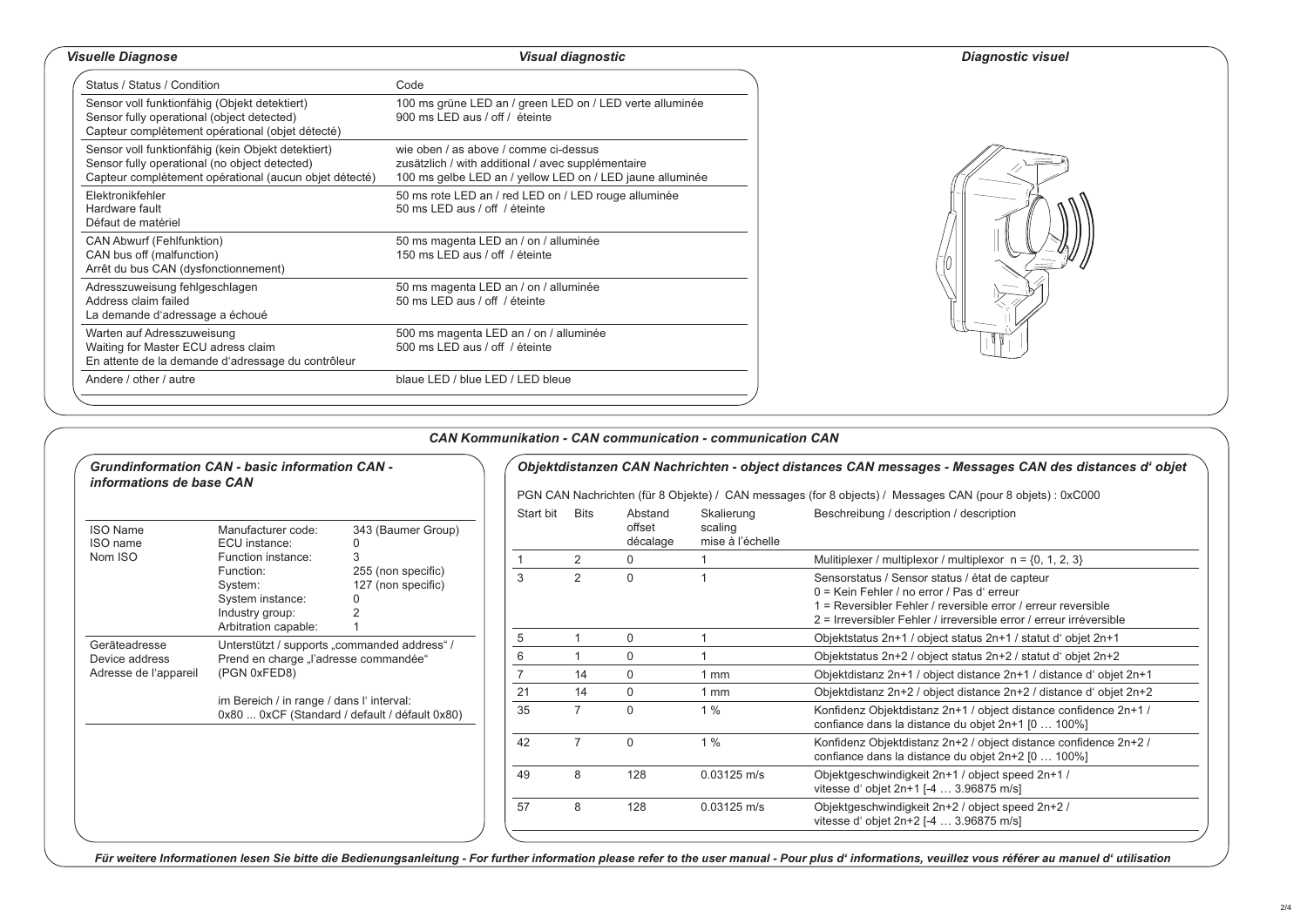## *Visuelle Diagnose* — *Visual diagnostic* — *Diagnostic visuel*

| Status / Status / Condition | Code |
|---|---|
| Sensor voll funktionfähig (Objekt detektiert)<br>Sensor fully operational (object detected)<br>Capteur complètement opérational (objet détecté) | 100 ms grüne LED an / green LED on / LED verte alluminée<br>900 ms LED aus / off / éteinte |
| Sensor voll funktionfähig (kein Objekt detektiert)<br>Sensor fully operational (no object detected)<br>Capteur complètement opérational (aucun objet détecté) | wie oben / as above / comme ci-dessus<br>zusätzlich / with additional / avec supplémentaire<br>100 ms gelbe LED an / yellow LED on / LED jaune alluminée |
| Elektronikfehler<br>Hardware fault<br>Défaut de matériel | 50 ms rote LED an / red LED on / LED rouge alluminée<br>50 ms LED aus / off / éteinte |
| CAN Abwurf (Fehlfunktion)<br>CAN bus off (malfunction)<br>Arrêt du bus CAN (dysfonctionnement) | 50 ms magenta LED an / on / alluminée<br>150 ms LED aus / off / éteinte |
| Adresszuweisung fehlgeschlagen<br>Address claim failed<br>La demande d'adressage a échoué | 50 ms magenta LED an / on / alluminée<br>50 ms LED aus / off / éteinte |
| Warten auf Adresszuweisung<br>Waiting for Master ECU adress claim<br>En attente de la demande d'adressage du contrôleur | 500 ms magenta LED an / on / alluminée<br>500 ms LED aus / off / éteinte |
| Andere / other / autre | blaue LED / blue LED / LED bleue |

## *CAN Kommunikation - CAN communication - communication CAN*

### *Grundinformation CAN - basic information CAN - informations de base CAN*

| | | |
|---|---|---|
| ISO Name<br>ISO name<br>Nom ISO | Manufacturer code:<br>ECU instance:<br>Function instance:<br>Function:<br>System:<br>System instance:<br>Industry group:<br>Arbitration capable: | 343 (Baumer Group)<br>0<br>3<br>255 (non specific)<br>127 (non specific)<br>0<br>2<br>1 |
| Geräteadresse<br>Device address<br>Adresse de l'appareil | Unterstützt / supports „commanded address" / Prend en charge „l'adresse commandée" (PGN 0xFED8)<br><br>im Bereich / in range / dans l' interval:<br>0x80 ... 0xCF (Standard / default / défault 0x80) | |

### *Objektdistanzen CAN Nachrichten - object distances CAN messages - Messages CAN des distances d' objet*

PGN CAN Nachrichten (für 8 Objekte) / CAN messages (for 8 objects) / Messages CAN (pour 8 objets) : 0xC000

| Start bit | Bits | Abstand<br>offset<br>décalage | Skalierung<br>scaling<br>mise à l'échelle | Beschreibung / description / description |
|---|---|---|---|---|
| 1 | 2 | 0 | 1 | Mulitiplexer / multiplexor / multiplexor n = {0, 1, 2, 3} |
| 3 | 2 | 0 | 1 | Sensorstatus / Sensor status / état de capteur<br>0 = Kein Fehler / no error / Pas d' erreur<br>1 = Reversibler Fehler / reversible error / erreur reversible<br>2 = Irreversibler Fehler / irreversible error / erreur irréversible |
| 5 | 1 | 0 | 1 | Objektstatus 2n+1 / object status 2n+1 / statut d' objet 2n+1 |
| 6 | 1 | 0 | 1 | Objektstatus 2n+2 / object status 2n+2 / statut d' objet 2n+2 |
| 7 | 14 | 0 | 1 mm | Objektdistanz 2n+1 / object distance 2n+1 / distance d' objet 2n+1 |
| 21 | 14 | 0 | 1 mm | Objektdistanz 2n+2 / object distance 2n+2 / distance d' objet 2n+2 |
| 35 | 7 | 0 | 1 % | Konfidenz Objektdistanz 2n+1 / object distance confidence 2n+1 / confiance dans la distance du objet 2n+1 [0 … 100%] |
| 42 | 7 | 0 | 1 % | Konfidenz Objektdistanz 2n+2 / object distance confidence 2n+2 / confiance dans la distance du objet 2n+2 [0 … 100%] |
| 49 | 8 | 128 | 0.03125 m/s | Objektgeschwindigkeit 2n+1 / object speed 2n+1 / vitesse d' objet 2n+1 [-4 … 3.96875 m/s] |
| 57 | 8 | 128 | 0.03125 m/s | Objektgeschwindigkeit 2n+2 / object speed 2n+2 / vitesse d' objet 2n+2 [-4 … 3.96875 m/s] |

*Für weitere Informationen lesen Sie bitte die Bedienungsanleitung - For further information please refer to the user manual - Pour plus d' informations, veuillez vous référer au manuel d' utilisation*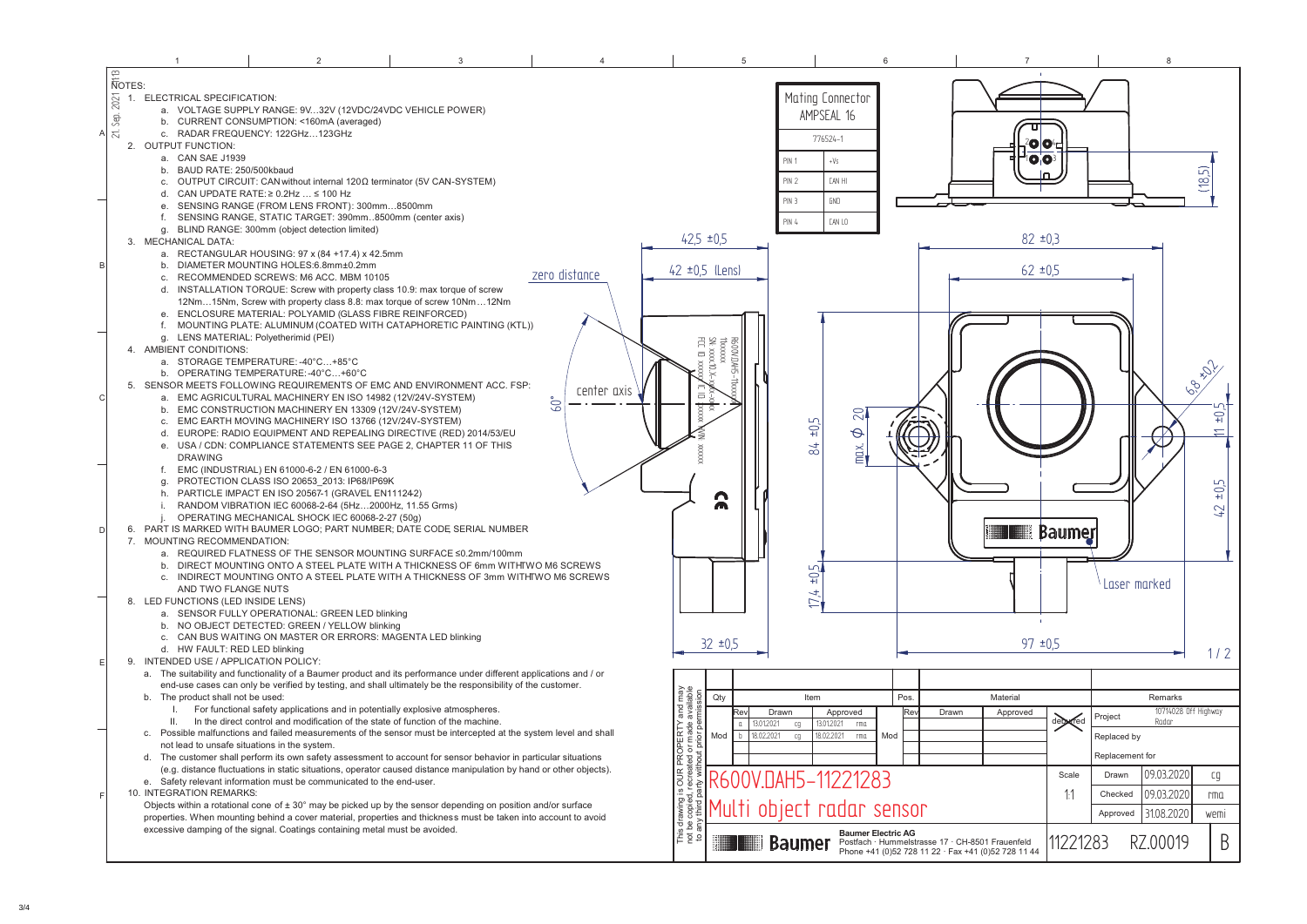# NOTES:

1. ELECTRICAL SPECIFICATION:
   a. VOLTAGE SUPPLY RANGE: 9V…32V (12VDC/24VDC VEHICLE POWER)
   b. CURRENT CONSUMPTION: <160mA (averaged)
   c. RADAR FREQUENCY: 122GHz…123GHz
2. OUTPUT FUNCTION:
   a. CAN SAE J1939
   b. BAUD RATE: 250/500kbaud
   c. OUTPUT CIRCUIT: CAN without internal 120Ω terminator (5V CAN-SYSTEM)
   d. CAN UPDATE RATE: ≥ 0.2Hz … ≤ 100 Hz
   e. SENSING RANGE (FROM LENS FRONT): 300mm…8500mm
   f. SENSING RANGE, STATIC TARGET: 390mm..8500mm (center axis)
   g. BLIND RANGE: 300mm (object detection limited)
3. MECHANICAL DATA:
   a. RECTANGULAR HOUSING: 97 x (84 +17.4) x 42.5mm
   b. DIAMETER MOUNTING HOLES:6.8mm±0.2mm
   c. RECOMMENDED SCREWS: M6 ACC. MBM 10105
   d. INSTALLATION TORQUE: Screw with property class 10.9: max torque of screw 12Nm…15Nm, Screw with property class 8.8: max torque of screw 10Nm…12Nm
   e. ENCLOSURE MATERIAL: POLYAMID (GLASS FIBRE REINFORCED)
   f. MOUNTING PLATE: ALUMINUM (COATED WITH CATAPHORETIC PAINTING (KTL))
   g. LENS MATERIAL: Polyetherimid (PEI)
4. AMBIENT CONDITIONS:
   a. STORAGE TEMPERATURE: -40°C…+85°C
   b. OPERATING TEMPERATURE: -40°C…+60°C
5. SENSOR MEETS FOLLOWING REQUIREMENTS OF EMC AND ENVIRONMENT ACC. FSP:
   a. EMC AGRICULTURAL MACHINERY EN ISO 14982 (12V/24V-SYSTEM)
   b. EMC CONSTRUCTION MACHINERY EN 13309 (12V/24V-SYSTEM)
   c. EMC EARTH MOVING MACHINERY ISO 13766 (12V/24V-SYSTEM)
   d. EUROPE: RADIO EQUIPMENT AND REPEALING DIRECTIVE (RED) 2014/53/EU
   e. USA / CDN: COMPLIANCE STATEMENTS SEE PAGE 2, CHAPTER 11 OF THIS DRAWING
   f. EMC (INDUSTRIAL) EN 61000-6-2 / EN 61000-6-3
   g. PROTECTION CLASS ISO 20653_2013: IP68/IP69K
   h. PARTICLE IMPACT EN ISO 20567-1 (GRAVEL EN11124-2)
   i. RANDOM VIBRATION IEC 60068-2-64 (5Hz…2000Hz, 11.55 Grms)
   j. OPERATING MECHANICAL SHOCK IEC 60068-2-27 (50g)
6. PART IS MARKED WITH BAUMER LOGO; PART NUMBER; DATE CODE SERIAL NUMBER
7. MOUNTING RECOMMENDATION:
   a. REQUIRED FLATNESS OF THE SENSOR MOUNTING SURFACE ≤0.2mm/100mm
   b. DIRECT MOUNTING ONTO A STEEL PLATE WITH A THICKNESS OF 6mm WITH TWO M6 SCREWS
   c. INDIRECT MOUNTING ONTO A STEEL PLATE WITH A THICKNESS OF 3mm WITH TWO M6 SCREWS AND TWO FLANGE NUTS
8. LED FUNCTIONS (LED INSIDE LENS)
   a. SENSOR FULLY OPERATIONAL: GREEN LED blinking
   b. NO OBJECT DETECTED: GREEN / YELLOW blinking
   c. CAN BUS WAITING ON MASTER OR ERRORS: MAGENTA LED blinking
   d. HW FAULT: RED LED blinking
9. INTENDED USE / APPLICATION POLICY:
   a. The suitability and functionality of a Baumer product and its performance under different applications and / or end-use cases can only be verified by testing, and shall ultimately be the responsibility of the customer.
   b. The product shall not be used:
      I. For functional safety applications and in potentially explosive atmospheres.
      II. In the direct control and modification of the state of function of the machine.
   c. Possible malfunctions and failed measurements of the sensor must be intercepted at the system level and shall not lead to unsafe situations in the system.
   d. The customer shall perform its own safety assessment to account for sensor behavior in particular situations (e.g. distance fluctuations in static situations, operator caused distance manipulation by hand or other objects).
   e. Safety relevant information must be communicated to the end-user.
10. INTEGRATION REMARKS:
    Objects within a rotational cone of ± 30° may be picked up by the sensor depending on position and/or surface properties. When mounting behind a cover material, properties and thickness must be taken into account to avoid excessive damping of the signal. Coatings containing metal must be avoided.

**Mating Connector AMPSEAL 16**

776524-1

| | |
|---|---|
| PIN 1 | +Vs |
| PIN 2 | CAN HI |
| PIN 3 | GND |
| PIN 4 | CAN LO |

zero distance
center axis
60°
42,5 ±0,5
42 ±0,5 (Lens)
32 ±0,5
84 ±0,5
max. Φ 20
17,4 ±0,5
82 ±0,3
62 ±0,5
97 ±0,5
(18,5)
6,8 ±0,2
11 ±0,5
42 ±0,5
Laser marked
Baumer

| Qty | Item | Pos. | Material | Remarks |
|---|---|---|---|---|
| Rev | Drawn | Approved | Rev | Drawn | Approved |
| a | 13.01.2021 cg | 13.01.2021 rma | | | |
| b | 18.02.2021 cg | 18.02.2021 rma | | | |

Project: 10714028 Off Highway Radar
Replaced by
Replacement for

**R600V.DAH5-11221283**
**Multi object radar sensor**

| Scale | | |
|---|---|---|
| 1:1 | Drawn | 09.03.2020 cg |
| | Checked | 09.03.2020 rma |
| | Approved | 31.08.2020 wemi |

Baumer Electric AG
Postfach · Hummelstrasse 17 · CH-8501 Frauenfeld
Phone +41 (0)52 728 11 22 · Fax +41 (0)52 728 11 44

11221283 RZ.00019 B

This drawing is OUR PROPERTY and may not be copied, recreated or made available to any third party without prior permission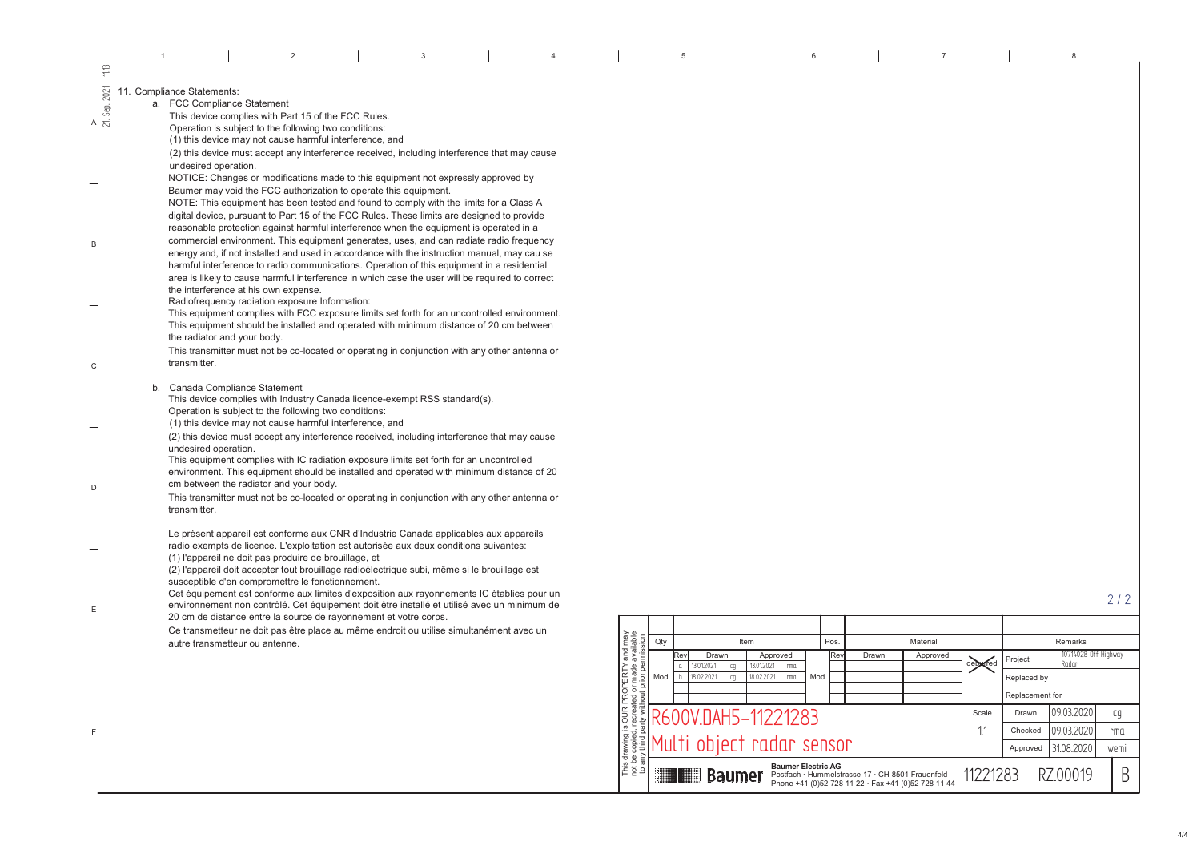## 11. Compliance Statements:

### a. FCC Compliance Statement

This device complies with Part 15 of the FCC Rules.
Operation is subject to the following two conditions:
(1) this device may not cause harmful interference, and
(2) this device must accept any interference received, including interference that may cause undesired operation.
NOTICE: Changes or modifications made to this equipment not expressly approved by Baumer may void the FCC authorization to operate this equipment.
NOTE: This equipment has been tested and found to comply with the limits for a Class A digital device, pursuant to Part 15 of the FCC Rules. These limits are designed to provide reasonable protection against harmful interference when the equipment is operated in a commercial environment. This equipment generates, uses, and can radiate radio frequency energy and, if not installed and used in accordance with the instruction manual, may cau se harmful interference to radio communications. Operation of this equipment in a residential area is likely to cause harmful interference in which case the user will be required to correct the interference at his own expense.
Radiofrequency radiation exposure Information:
This equipment complies with FCC exposure limits set forth for an uncontrolled environment. This equipment should be installed and operated with minimum distance of 20 cm between the radiator and your body.
This transmitter must not be co-located or operating in conjunction with any other antenna or transmitter.

### b. Canada Compliance Statement

This device complies with Industry Canada licence-exempt RSS standard(s).
Operation is subject to the following two conditions:
(1) this device may not cause harmful interference, and
(2) this device must accept any interference received, including interference that may cause undesired operation.
This equipment complies with IC radiation exposure limits set forth for an uncontrolled environment. This equipment should be installed and operated with minimum distance of 20 cm between the radiator and your body.
This transmitter must not be co-located or operating in conjunction with any other antenna or transmitter.

Le présent appareil est conforme aux CNR d'Industrie Canada applicables aux appareils radio exempts de licence. L'exploitation est autorisée aux deux conditions suivantes:
(1) l'appareil ne doit pas produire de brouillage, et
(2) l'appareil doit accepter tout brouillage radioélectrique subi, même si le brouillage est susceptible d'en compromettre le fonctionnement.
Cet équipement est conforme aux limites d'exposition aux rayonnements IC établies pour un environnement non contrôlé. Cet équipement doit être installé et utilisé avec un minimum de 20 cm de distance entre la source de rayonnement et votre corps.
Ce transmetteur ne doit pas être place au même endroit ou utilise simultanément avec un autre transmetteur ou antenne.

2 / 2

| Rev | Drawn | | Approved | |
|---|---|---|---|---|
| a | 13.01.2021 | cg | 13.01.2021 | rma |
| b | 18.02.2021 | cg | 18.02.2021 | rma |

Project: 10714028 Off Highway Radar

R600V.DAH5-11221283
Multi object radar sensor

| Scale | | Date | |
|---|---|---|---|
| 1:1 | Drawn | 09.03.2020 | cg |
| | Checked | 09.03.2020 | rma |
| | Approved | 31.08.2020 | wemi |

Baumer Electric AG
Postfach · Hummelstrasse 17 · CH-8501 Frauenfeld
Phone +41 (0)52 728 11 22 · Fax +41 (0)52 728 11 44

11221283 RZ.00019 B

This drawing is OUR PROPERTY and may not be copied, recreated or made available to any third party without prior permission